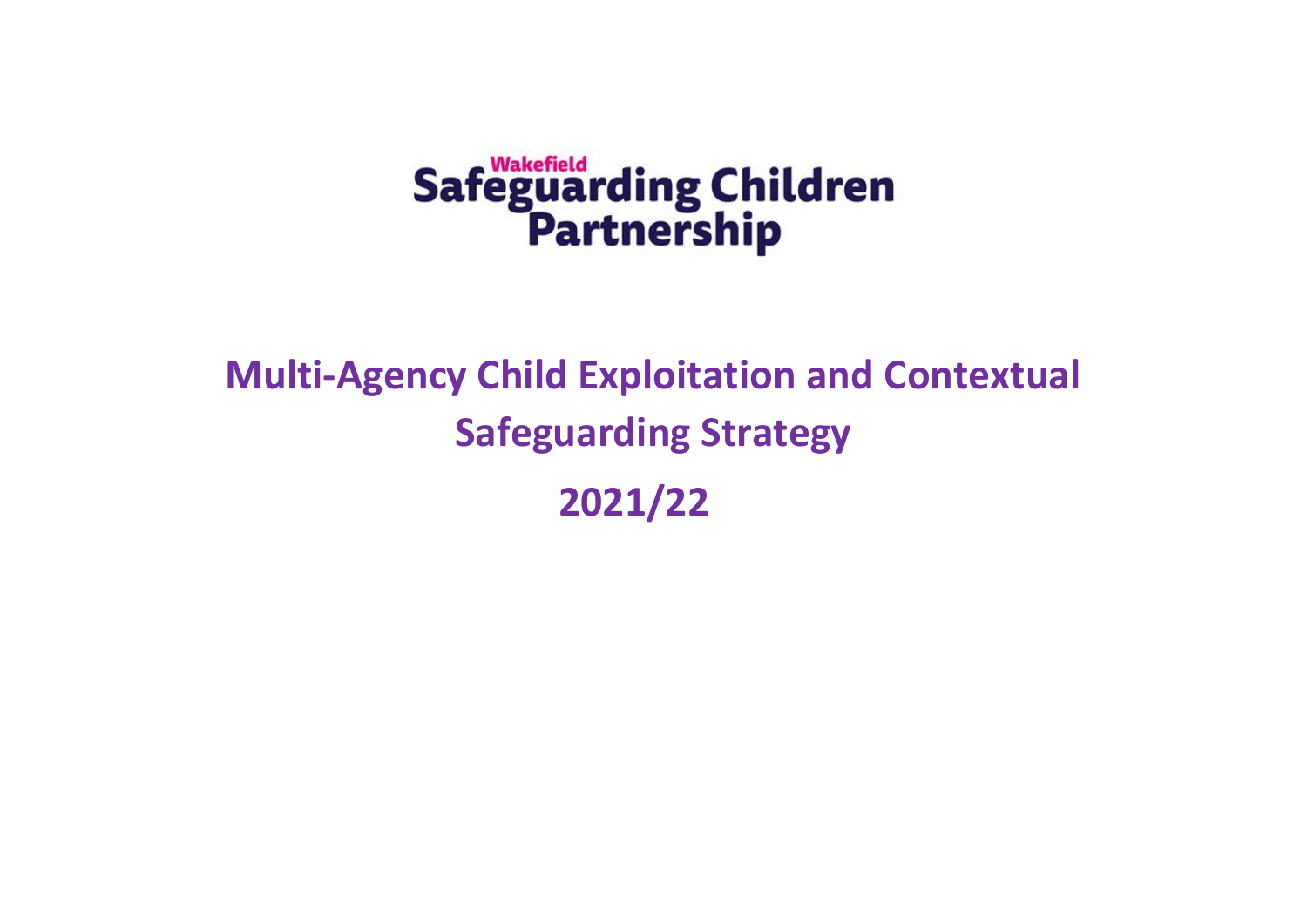**Wakefield Safeguarding Children Partnership**

# Multi-Agency Child Exploitation and Contextual Safeguarding Strategy

# 2021/22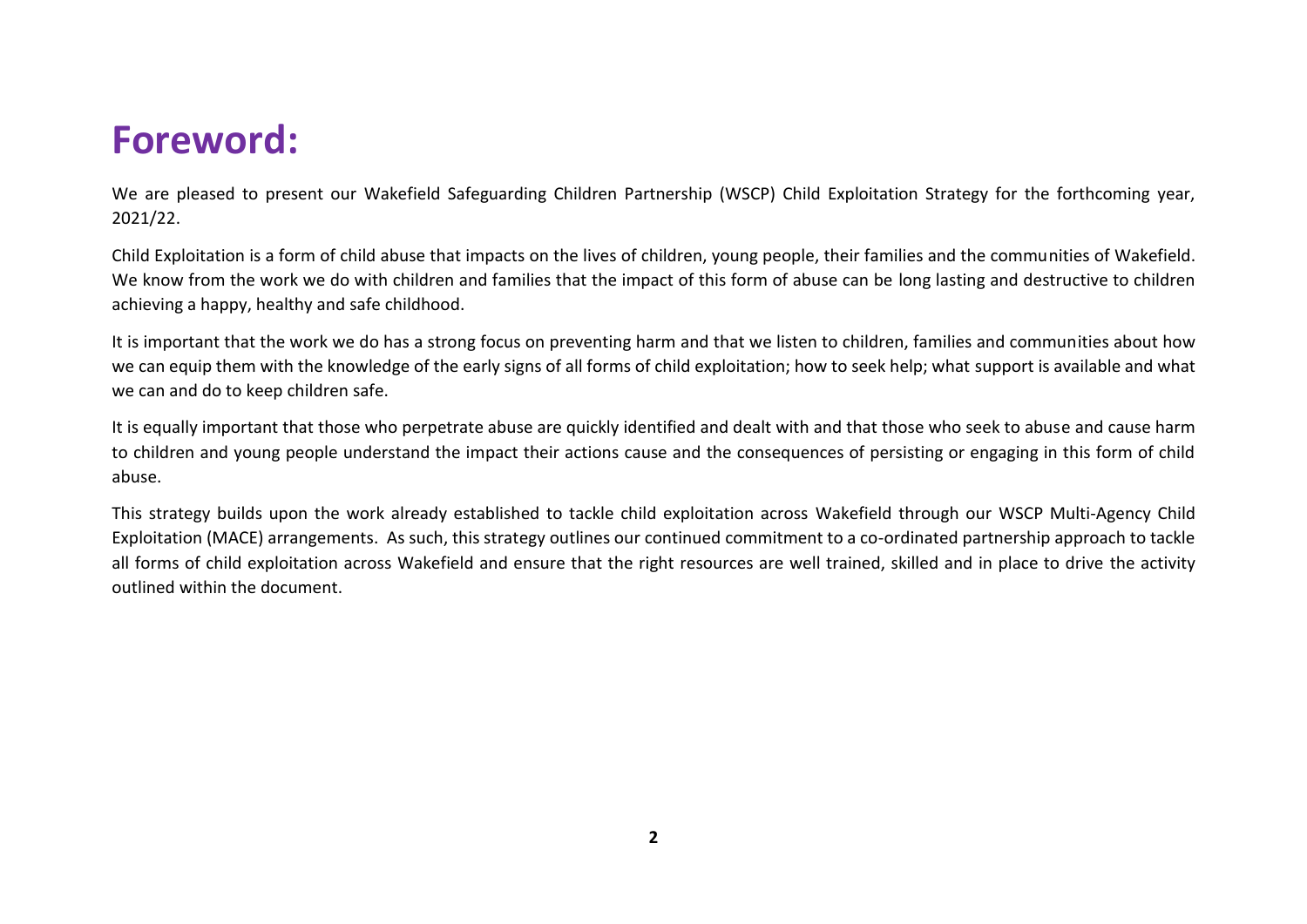# Foreword:

We are pleased to present our Wakefield Safeguarding Children Partnership (WSCP) Child Exploitation Strategy for the forthcoming year, 2021/22.

Child Exploitation is a form of child abuse that impacts on the lives of children, young people, their families and the communities of Wakefield. We know from the work we do with children and families that the impact of this form of abuse can be long lasting and destructive to children achieving a happy, healthy and safe childhood.

It is important that the work we do has a strong focus on preventing harm and that we listen to children, families and communities about how we can equip them with the knowledge of the early signs of all forms of child exploitation; how to seek help; what support is available and what we can and do to keep children safe.

It is equally important that those who perpetrate abuse are quickly identified and dealt with and that those who seek to abuse and cause harm to children and young people understand the impact their actions cause and the consequences of persisting or engaging in this form of child abuse.

This strategy builds upon the work already established to tackle child exploitation across Wakefield through our WSCP Multi-Agency Child Exploitation (MACE) arrangements. As such, this strategy outlines our continued commitment to a co-ordinated partnership approach to tackle all forms of child exploitation across Wakefield and ensure that the right resources are well trained, skilled and in place to drive the activity outlined within the document.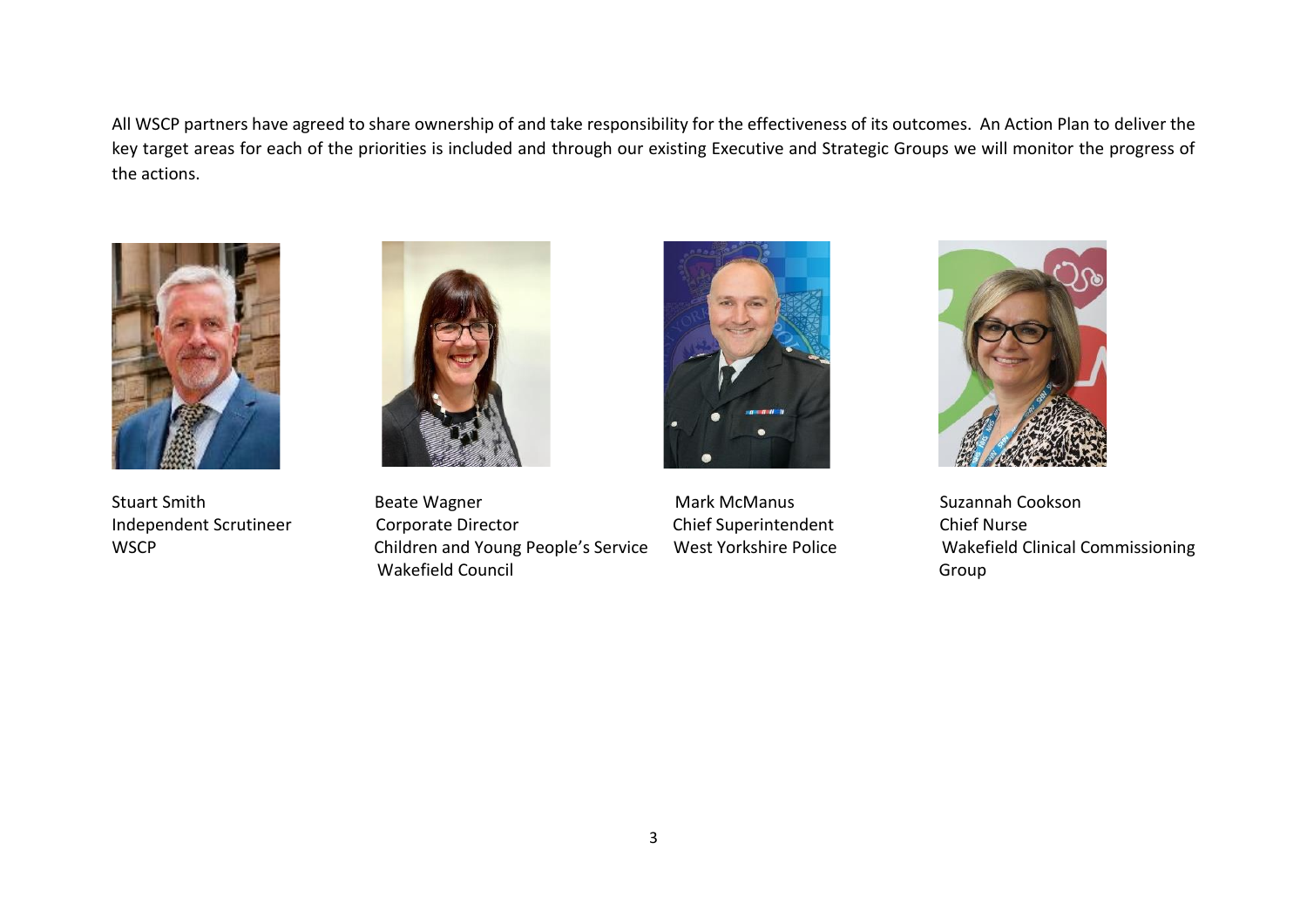All WSCP partners have agreed to share ownership of and take responsibility for the effectiveness of its outcomes. An Action Plan to deliver the key target areas for each of the priorities is included and through our existing Executive and Strategic Groups we will monitor the progress of the actions.

Stuart Smith
Independent Scrutineer
WSCP

Beate Wagner
Corporate Director
Children and Young People's Service
Wakefield Council

Mark McManus
Chief Superintendent
West Yorkshire Police

Suzannah Cookson
Chief Nurse
Wakefield Clinical Commissioning Group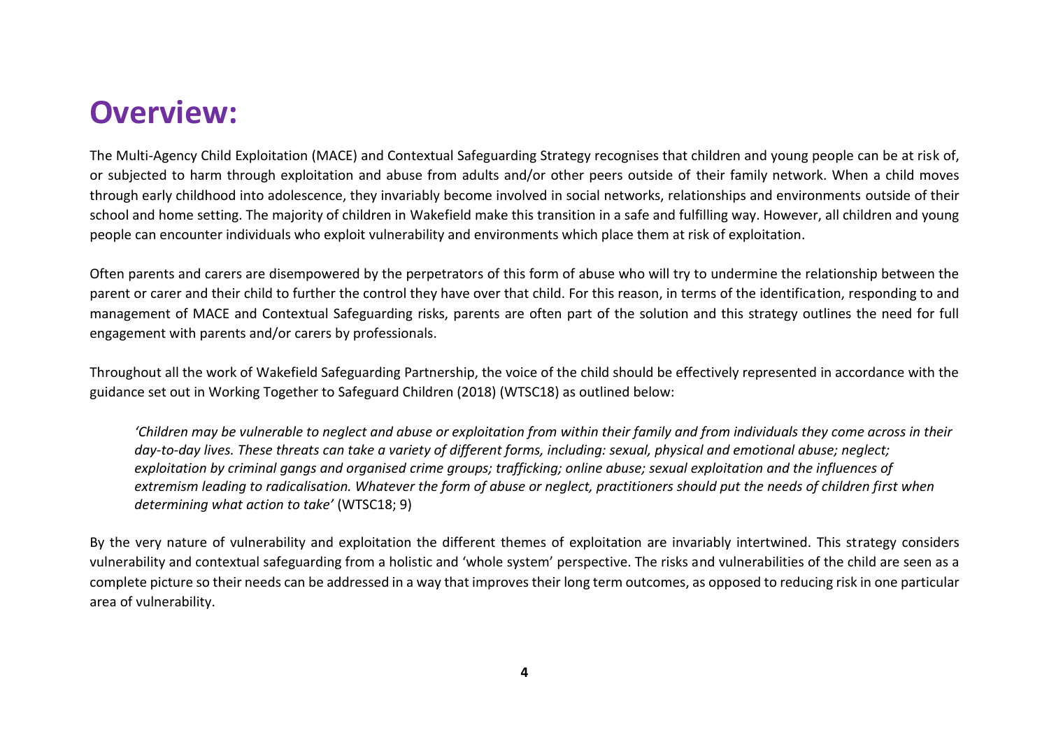# Overview:

The Multi-Agency Child Exploitation (MACE) and Contextual Safeguarding Strategy recognises that children and young people can be at risk of, or subjected to harm through exploitation and abuse from adults and/or other peers outside of their family network. When a child moves through early childhood into adolescence, they invariably become involved in social networks, relationships and environments outside of their school and home setting. The majority of children in Wakefield make this transition in a safe and fulfilling way. However, all children and young people can encounter individuals who exploit vulnerability and environments which place them at risk of exploitation.

Often parents and carers are disempowered by the perpetrators of this form of abuse who will try to undermine the relationship between the parent or carer and their child to further the control they have over that child. For this reason, in terms of the identification, responding to and management of MACE and Contextual Safeguarding risks, parents are often part of the solution and this strategy outlines the need for full engagement with parents and/or carers by professionals.

Throughout all the work of Wakefield Safeguarding Partnership, the voice of the child should be effectively represented in accordance with the guidance set out in Working Together to Safeguard Children (2018) (WTSC18) as outlined below:

> *'Children may be vulnerable to neglect and abuse or exploitation from within their family and from individuals they come across in their day-to-day lives. These threats can take a variety of different forms, including: sexual, physical and emotional abuse; neglect; exploitation by criminal gangs and organised crime groups; trafficking; online abuse; sexual exploitation and the influences of extremism leading to radicalisation. Whatever the form of abuse or neglect, practitioners should put the needs of children first when determining what action to take'* (WTSC18; 9)

By the very nature of vulnerability and exploitation the different themes of exploitation are invariably intertwined. This strategy considers vulnerability and contextual safeguarding from a holistic and 'whole system' perspective. The risks and vulnerabilities of the child are seen as a complete picture so their needs can be addressed in a way that improves their long term outcomes, as opposed to reducing risk in one particular area of vulnerability.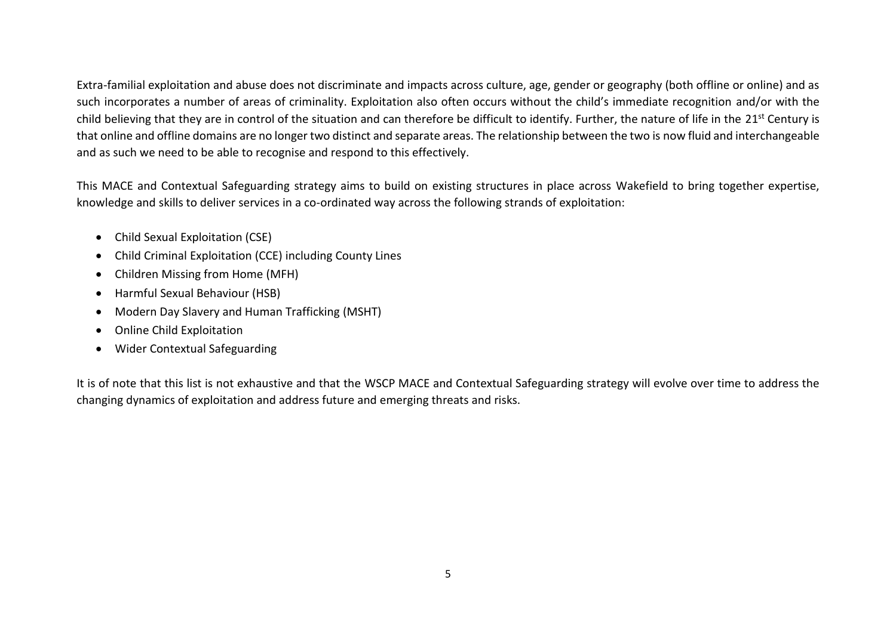Extra-familial exploitation and abuse does not discriminate and impacts across culture, age, gender or geography (both offline or online) and as such incorporates a number of areas of criminality. Exploitation also often occurs without the child's immediate recognition and/or with the child believing that they are in control of the situation and can therefore be difficult to identify. Further, the nature of life in the 21st Century is that online and offline domains are no longer two distinct and separate areas. The relationship between the two is now fluid and interchangeable and as such we need to be able to recognise and respond to this effectively.

This MACE and Contextual Safeguarding strategy aims to build on existing structures in place across Wakefield to bring together expertise, knowledge and skills to deliver services in a co-ordinated way across the following strands of exploitation:

- Child Sexual Exploitation (CSE)
- Child Criminal Exploitation (CCE) including County Lines
- Children Missing from Home (MFH)
- Harmful Sexual Behaviour (HSB)
- Modern Day Slavery and Human Trafficking (MSHT)
- Online Child Exploitation
- Wider Contextual Safeguarding

It is of note that this list is not exhaustive and that the WSCP MACE and Contextual Safeguarding strategy will evolve over time to address the changing dynamics of exploitation and address future and emerging threats and risks.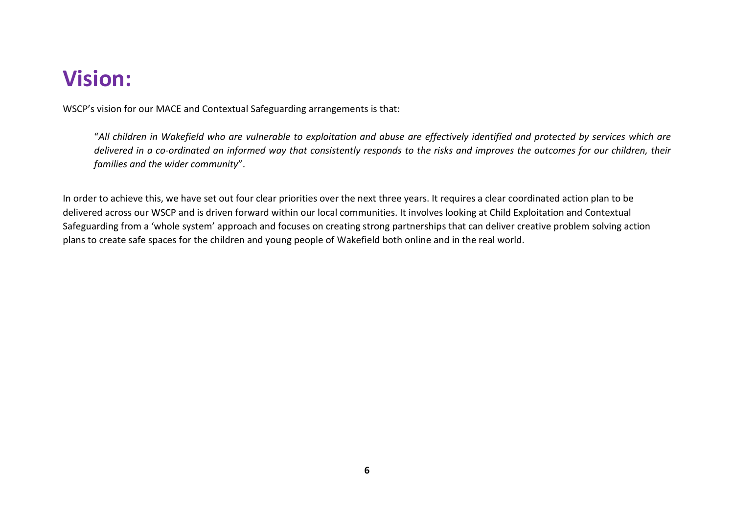# Vision:

WSCP's vision for our MACE and Contextual Safeguarding arrangements is that:

> "*All children in Wakefield who are vulnerable to exploitation and abuse are effectively identified and protected by services which are delivered in a co-ordinated an informed way that consistently responds to the risks and improves the outcomes for our children, their families and the wider community*".

In order to achieve this, we have set out four clear priorities over the next three years. It requires a clear coordinated action plan to be delivered across our WSCP and is driven forward within our local communities. It involves looking at Child Exploitation and Contextual Safeguarding from a 'whole system' approach and focuses on creating strong partnerships that can deliver creative problem solving action plans to create safe spaces for the children and young people of Wakefield both online and in the real world.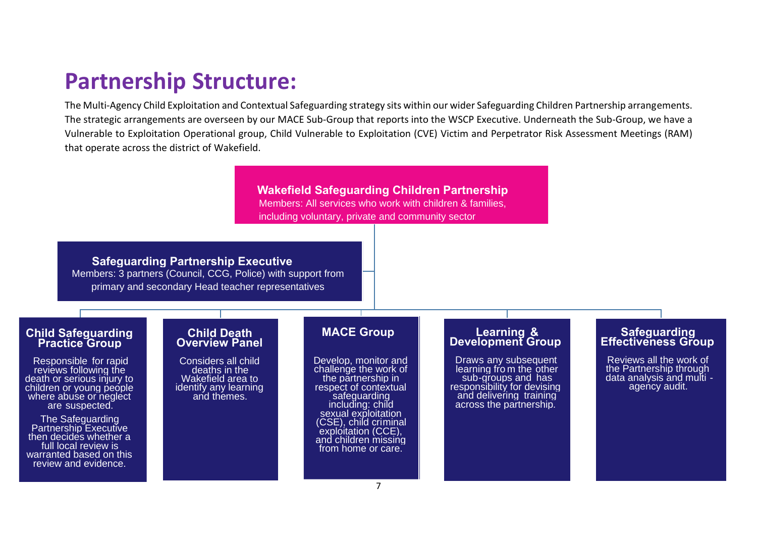# Partnership Structure:

The Multi-Agency Child Exploitation and Contextual Safeguarding strategy sits within our wider Safeguarding Children Partnership arrangements. The strategic arrangements are overseen by our MACE Sub-Group that reports into the WSCP Executive. Underneath the Sub-Group, we have a Vulnerable to Exploitation Operational group, Child Vulnerable to Exploitation (CVE) Victim and Perpetrator Risk Assessment Meetings (RAM) that operate across the district of Wakefield.

**Wakefield Safeguarding Children Partnership**

Members: All services who work with children & families, including voluntary, private and community sector

**Safeguarding Partnership Executive**

Members: 3 partners (Council, CCG, Police) with support from primary and secondary Head teacher representatives

**Child Safeguarding Practice Group**

Responsible for rapid reviews following the death or serious injury to children or young people where abuse or neglect are suspected.

The Safeguarding Partnership Executive then decides whether a full local review is warranted based on this review and evidence.

**Child Death Overview Panel**

Considers all child deaths in the Wakefield area to identify any learning and themes.

**MACE Group**

Develop, monitor and challenge the work of the partnership in respect of contextual safeguarding including: child sexual exploitation (CSE), child criminal exploitation (CCE), and children missing from home or care.

**Learning & Development Group**

Draws any subsequent learning fro m the other sub-groups and has responsibility for devising and delivering training across the partnership.

**Safeguarding Effectiveness Group**

Reviews all the work of the Partnership through data analysis and multi - agency audit.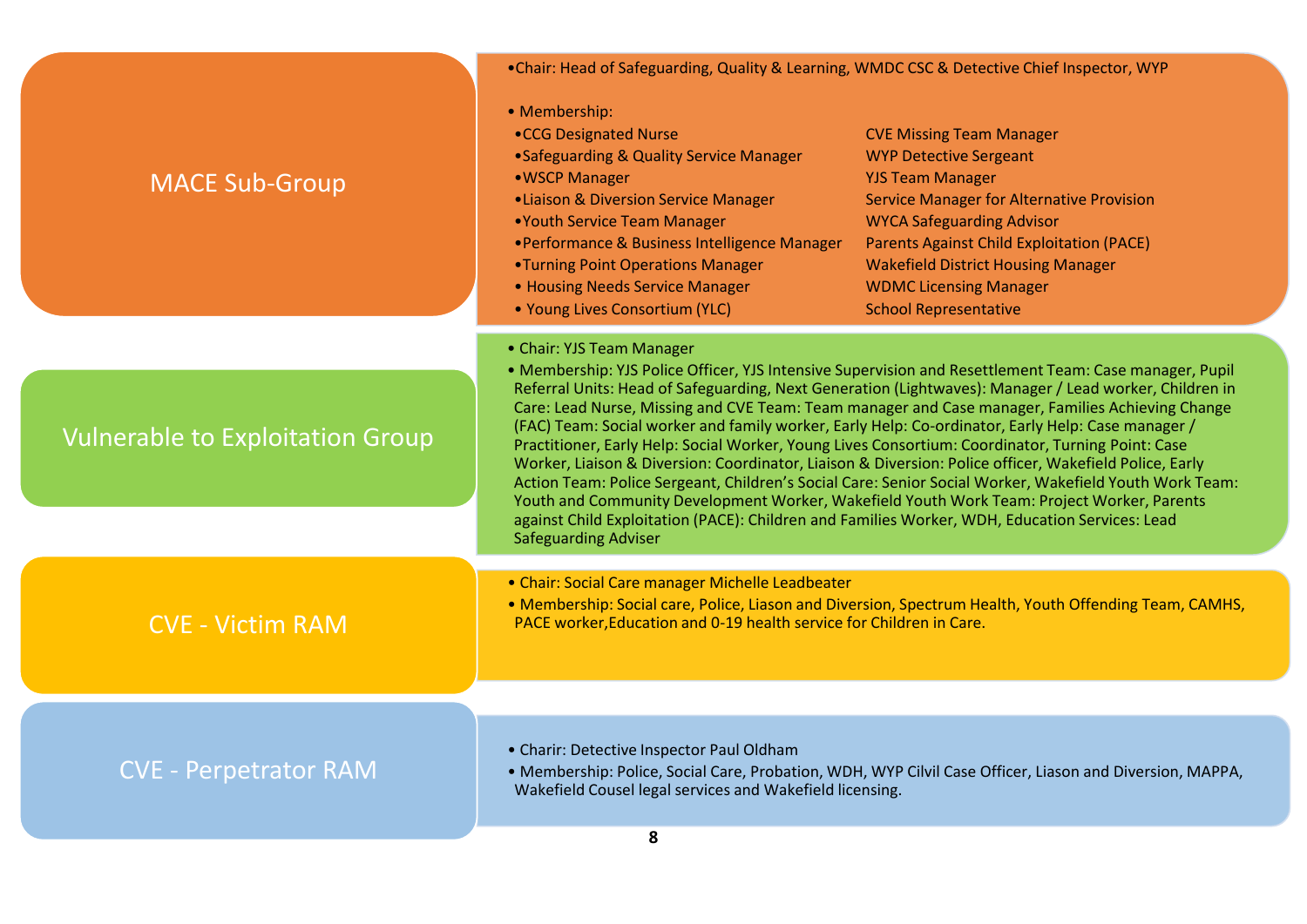## MACE Sub-Group

- Chair: Head of Safeguarding, Quality & Learning, WMDC CSC & Detective Chief Inspector, WYP
- Membership:
  - CCG Designated Nurse
  - Safeguarding & Quality Service Manager
  - WSCP Manager
  - Liaison & Diversion Service Manager
  - Youth Service Team Manager
  - Performance & Business Intelligence Manager
  - Turning Point Operations Manager
  - Housing Needs Service Manager
  - Young Lives Consortium (YLC)
  - CVE Missing Team Manager
  - WYP Detective Sergeant
  - YJS Team Manager
  - Service Manager for Alternative Provision
  - WYCA Safeguarding Advisor
  - Parents Against Child Exploitation (PACE)
  - Wakefield District Housing Manager
  - WDMC Licensing Manager
  - School Representative

## Vulnerable to Exploitation Group

- Chair: YJS Team Manager
- Membership: YJS Police Officer, YJS Intensive Supervision and Resettlement Team: Case manager, Pupil Referral Units: Head of Safeguarding, Next Generation (Lightwaves): Manager / Lead worker, Children in Care: Lead Nurse, Missing and CVE Team: Team manager and Case manager, Families Achieving Change (FAC) Team: Social worker and family worker, Early Help: Co-ordinator, Early Help: Case manager / Practitioner, Early Help: Social Worker, Young Lives Consortium: Coordinator, Turning Point: Case Worker, Liaison & Diversion: Coordinator, Liaison & Diversion: Police officer, Wakefield Police, Early Action Team: Police Sergeant, Children's Social Care: Senior Social Worker, Wakefield Youth Work Team: Youth and Community Development Worker, Wakefield Youth Work Team: Project Worker, Parents against Child Exploitation (PACE): Children and Families Worker, WDH, Education Services: Lead Safeguarding Adviser

## CVE - Victim RAM

- Chair: Social Care manager Michelle Leadbeater
- Membership: Social care, Police, Liason and Diversion, Spectrum Health, Youth Offending Team, CAMHS, PACE worker,Education and 0-19 health service for Children in Care.

## CVE - Perpetrator RAM

- Charir: Detective Inspector Paul Oldham
- Membership: Police, Social Care, Probation, WDH, WYP Cilvil Case Officer, Liason and Diversion, MAPPA, Wakefield Cousel legal services and Wakefield licensing.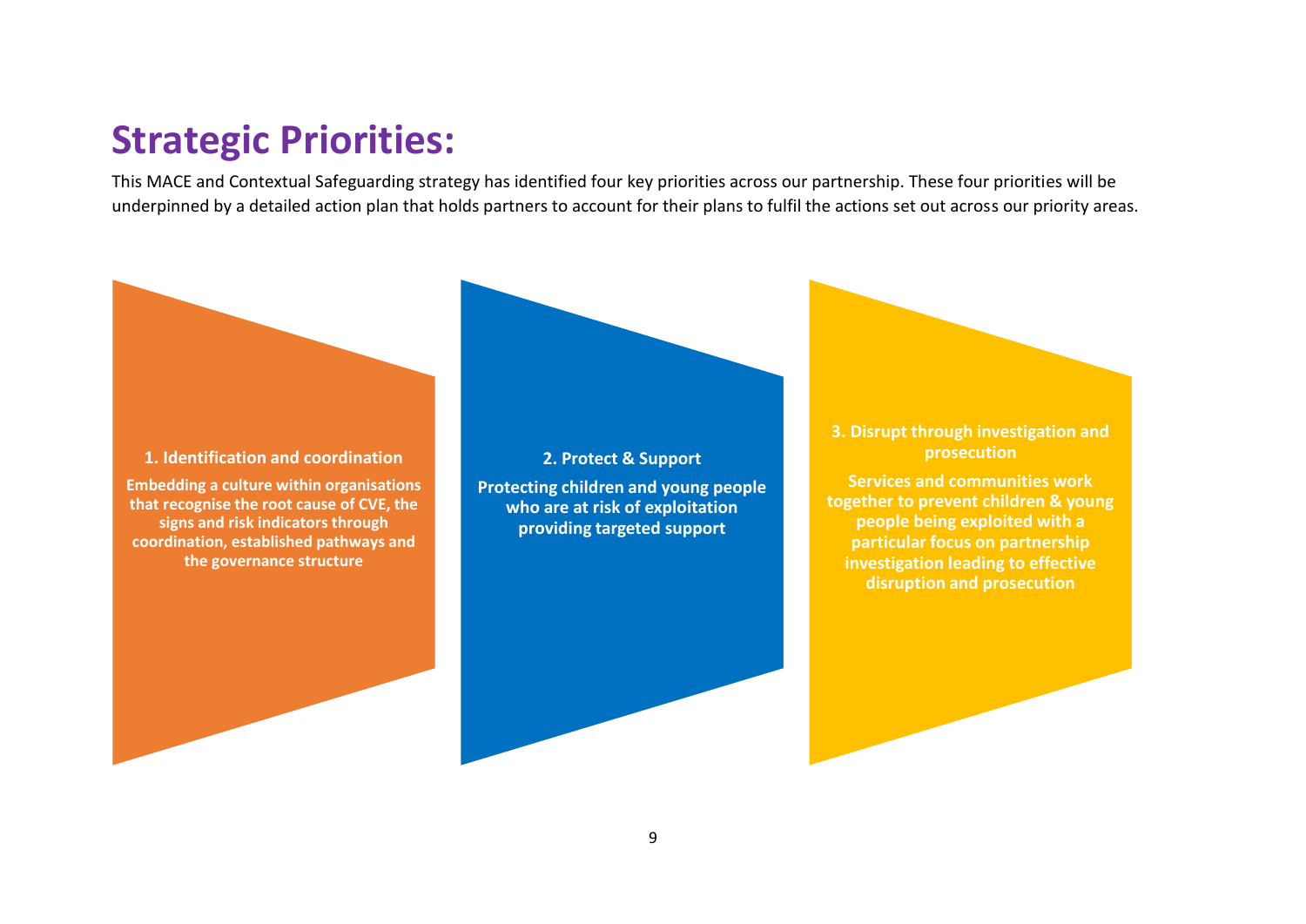# Strategic Priorities:

This MACE and Contextual Safeguarding strategy has identified four key priorities across our partnership. These four priorities will be underpinned by a detailed action plan that holds partners to account for their plans to fulfil the actions set out across our priority areas.

**1. Identification and coordination**

**Embedding a culture within organisations that recognise the root cause of CVE, the signs and risk indicators through coordination, established pathways and the governance structure**

**2. Protect & Support**

**Protecting children and young people who are at risk of exploitation providing targeted support**

**3. Disrupt through investigation and prosecution**

**Services and communities work together to prevent children & young people being exploited with a particular focus on partnership investigation leading to effective disruption and prosecution**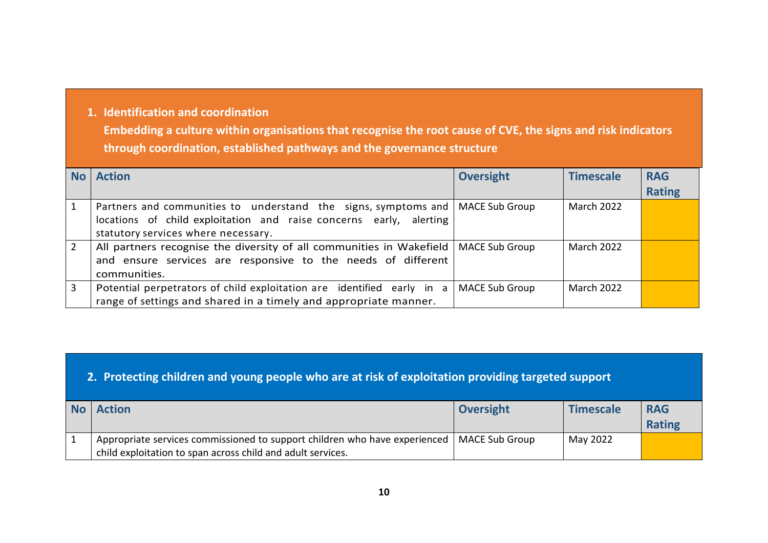## 1. Identification and coordination

**Embedding a culture within organisations that recognise the root cause of CVE, the signs and risk indicators through coordination, established pathways and the governance structure**

| No | Action | Oversight | Timescale | RAG Rating |
|---|---|---|---|---|
| 1 | Partners and communities to understand the signs, symptoms and locations of child exploitation and raise concerns early, alerting statutory services where necessary. | MACE Sub Group | March 2022 | |
| 2 | All partners recognise the diversity of all communities in Wakefield and ensure services are responsive to the needs of different communities. | MACE Sub Group | March 2022 | |
| 3 | Potential perpetrators of child exploitation are identified early in a range of settings and shared in a timely and appropriate manner. | MACE Sub Group | March 2022 | |

## 2. Protecting children and young people who are at risk of exploitation providing targeted support

| No | Action | Oversight | Timescale | RAG Rating |
|---|---|---|---|---|
| 1 | Appropriate services commissioned to support children who have experienced child exploitation to span across child and adult services. | MACE Sub Group | May 2022 | |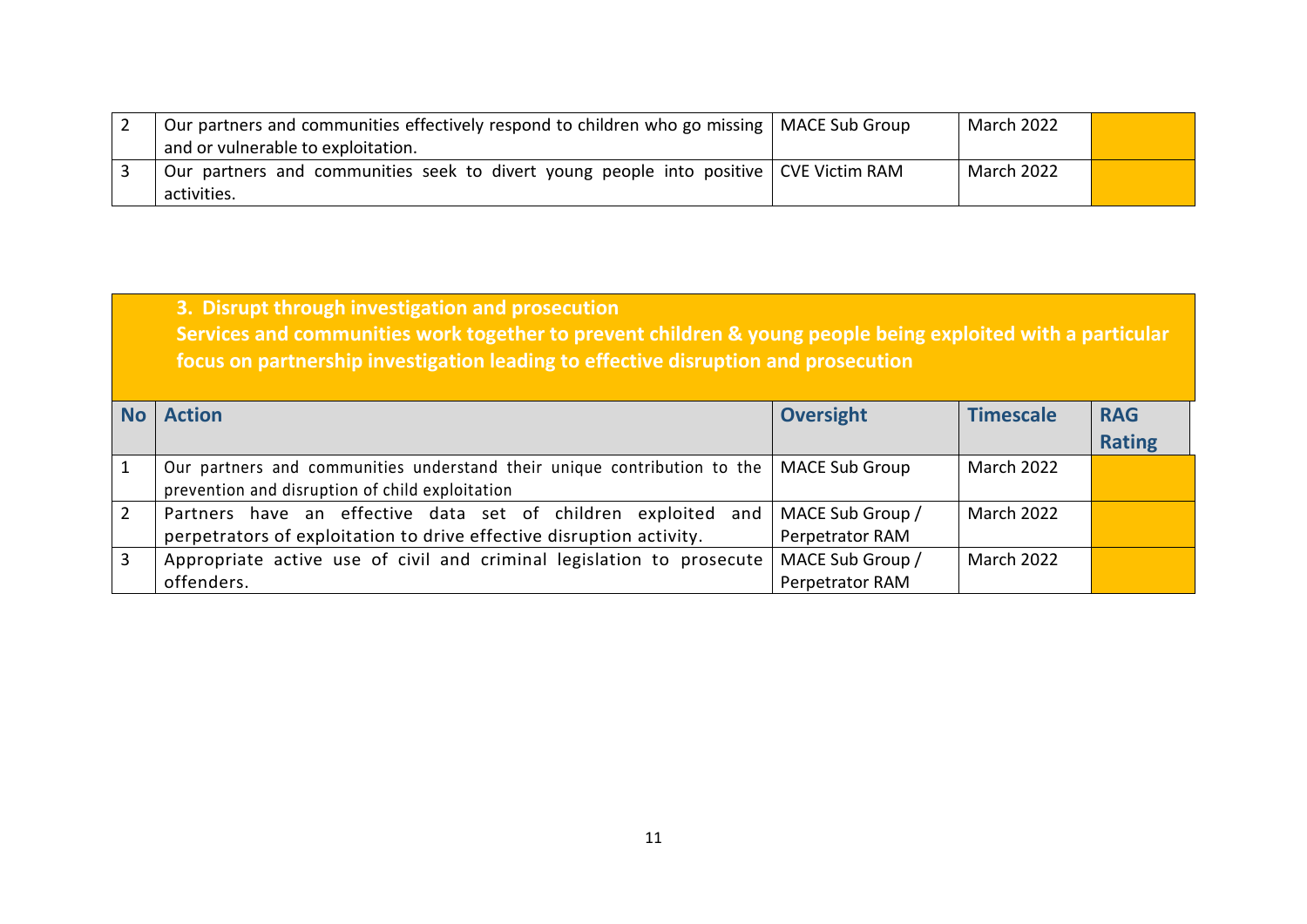| | | | | |
|---|---|---|---|---|
| 2 | Our partners and communities effectively respond to children who go missing and or vulnerable to exploitation. | MACE Sub Group | March 2022 | |
| 3 | Our partners and communities seek to divert young people into positive activities. | CVE Victim RAM | March 2022 | |

**3. Disrupt through investigation and prosecution**
**Services and communities work together to prevent children & young people being exploited with a particular focus on partnership investigation leading to effective disruption and prosecution**

| No | Action | Oversight | Timescale | RAG Rating |
|---|---|---|---|---|
| 1 | Our partners and communities understand their unique contribution to the prevention and disruption of child exploitation | MACE Sub Group | March 2022 | |
| 2 | Partners have an effective data set of children exploited and perpetrators of exploitation to drive effective disruption activity. | MACE Sub Group / Perpetrator RAM | March 2022 | |
| 3 | Appropriate active use of civil and criminal legislation to prosecute offenders. | MACE Sub Group / Perpetrator RAM | March 2022 | |